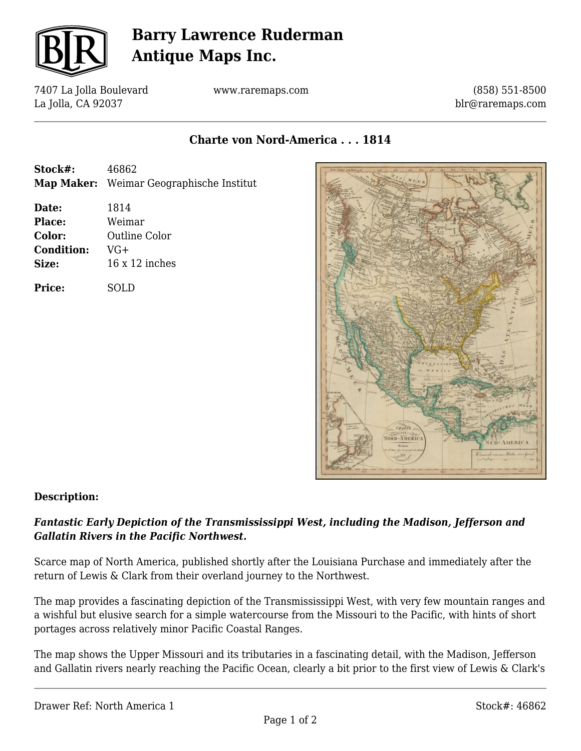# Barry Lawrence Ruderman Antique Maps Inc.

7407 La Jolla Boulevard
La Jolla, CA 92037

www.raremaps.com

(858) 551-8500
blr@raremaps.com

## Charte von Nord-America . . . 1814

**Stock#:** 46862
**Map Maker:** Weimar Geographische Institut

**Date:** 1814
**Place:** Weimar
**Color:** Outline Color
**Condition:** VG+
**Size:** 16 x 12 inches

**Price:** SOLD

### Description:

***Fantastic Early Depiction of the Transmississippi West, including the Madison, Jefferson and Gallatin Rivers in the Pacific Northwest.***

Scarce map of North America, published shortly after the Louisiana Purchase and immediately after the return of Lewis & Clark from their overland journey to the Northwest.

The map provides a fascinating depiction of the Transmississippi West, with very few mountain ranges and a wishful but elusive search for a simple watercourse from the Missouri to the Pacific, with hints of short portages across relatively minor Pacific Coastal Ranges.

The map shows the Upper Missouri and its tributaries in a fascinating detail, with the Madison, Jefferson and Gallatin rivers nearly reaching the Pacific Ocean, clearly a bit prior to the first view of Lewis & Clark's

Drawer Ref: North America 1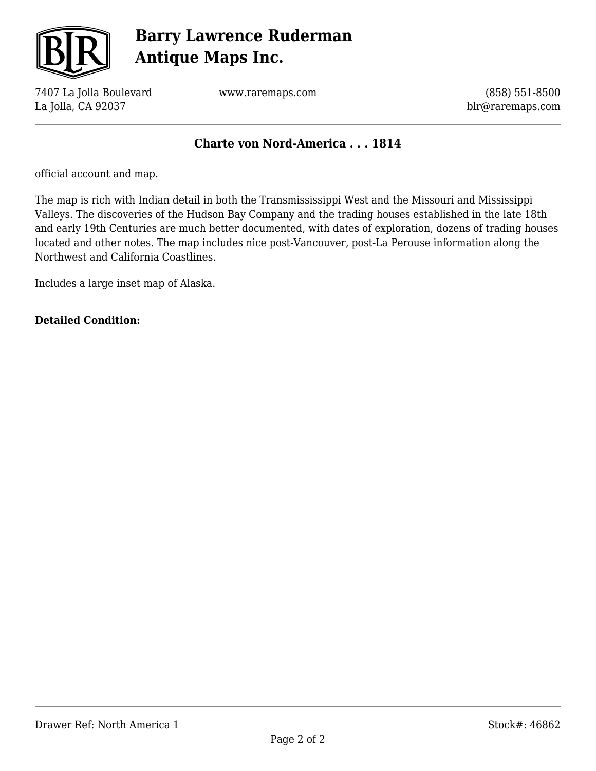official account and map.

The map is rich with Indian detail in both the Transmississippi West and the Missouri and Mississippi Valleys. The discoveries of the Hudson Bay Company and the trading houses established in the late 18th and early 19th Centuries are much better documented, with dates of exploration, dozens of trading houses located and other notes. The map includes nice post-Vancouver, post-La Perouse information along the Northwest and California Coastlines.

Includes a large inset map of Alaska.

**Detailed Condition:**